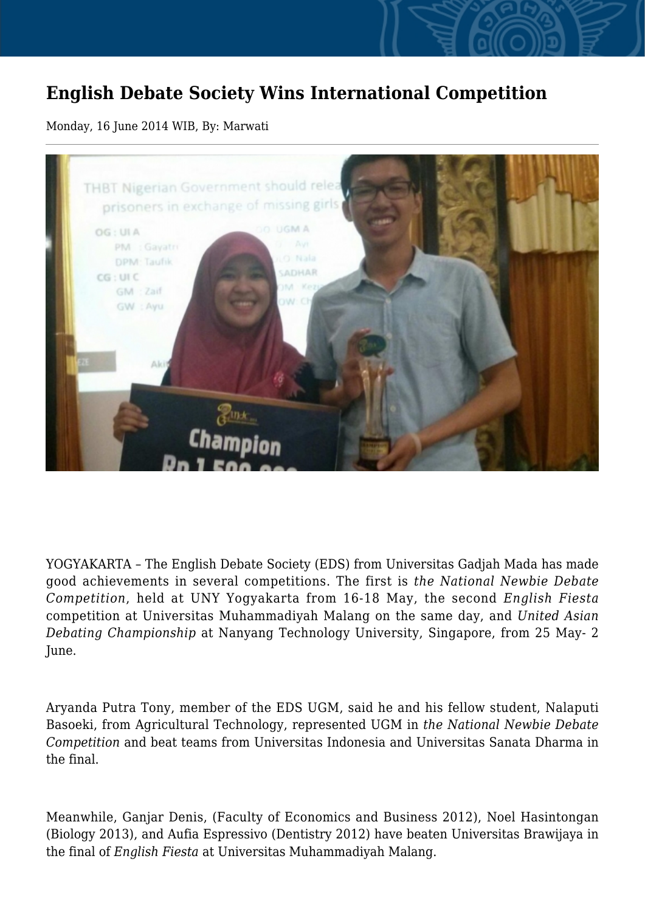# English Debate Society Wins International Competition

Monday, 16 June 2014 WIB, By: Marwati

YOGYAKARTA – The English Debate Society (EDS) from Universitas Gadjah Mada has made good achievements in several competitions. The first is *the National Newbie Debate Competition*, held at UNY Yogyakarta from 16-18 May, the second *English Fiesta* competition at Universitas Muhammadiyah Malang on the same day, and *United Asian Debating Championship* at Nanyang Technology University, Singapore, from 25 May- 2 June.

Aryanda Putra Tony, member of the EDS UGM, said he and his fellow student, Nalaputi Basoeki, from Agricultural Technology, represented UGM in *the National Newbie Debate Competition* and beat teams from Universitas Indonesia and Universitas Sanata Dharma in the final.

Meanwhile, Ganjar Denis, (Faculty of Economics and Business 2012), Noel Hasintongan (Biology 2013), and Aufia Espressivo (Dentistry 2012) have beaten Universitas Brawijaya in the final of *English Fiesta* at Universitas Muhammadiyah Malang.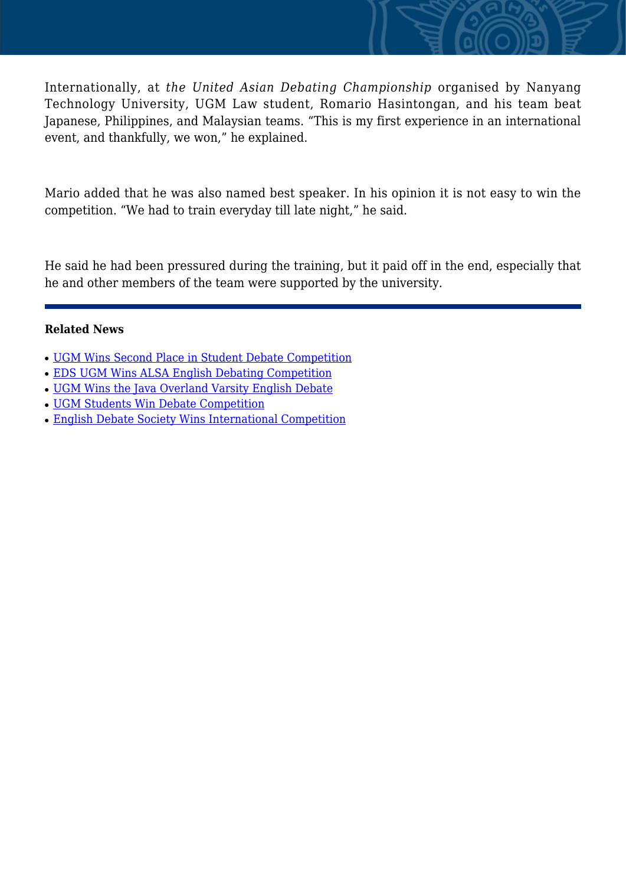Internationally, at *the United Asian Debating Championship* organised by Nanyang Technology University, UGM Law student, Romario Hasintongan, and his team beat Japanese, Philippines, and Malaysian teams. "This is my first experience in an international event, and thankfully, we won," he explained.

Mario added that he was also named best speaker. In his opinion it is not easy to win the competition. "We had to train everyday till late night," he said.

He said he had been pressured during the training, but it paid off in the end, especially that he and other members of the team were supported by the university.

---

**Related News**

- UGM Wins Second Place in Student Debate Competition
- EDS UGM Wins ALSA English Debating Competition
- UGM Wins the Java Overland Varsity English Debate
- UGM Students Win Debate Competition
- English Debate Society Wins International Competition